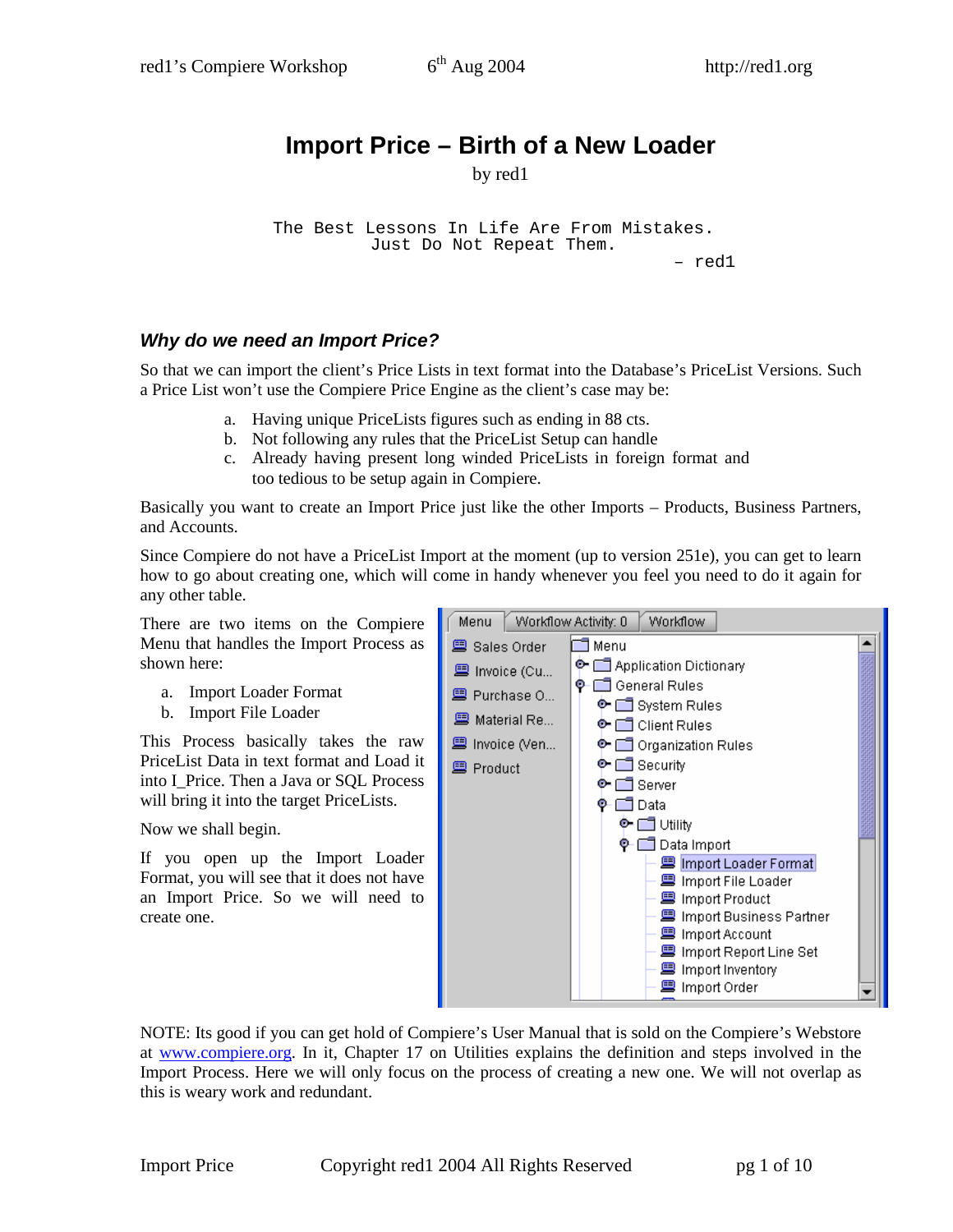# Import Price – Birth of a New Loader

by red1

```
The Best Lessons In Life Are From Mistakes.
         Just Do Not Repeat Them.
                                     – red1
```

### *Why do we need an Import Price?*

So that we can import the client's Price Lists in text format into the Database's PriceList Versions. Such a Price List won't use the Compiere Price Engine as the client's case may be:

a. Having unique PriceLists figures such as ending in 88 cts.
b. Not following any rules that the PriceList Setup can handle
c. Already having present long winded PriceLists in foreign format and too tedious to be setup again in Compiere.

Basically you want to create an Import Price just like the other Imports – Products, Business Partners, and Accounts.

Since Compiere do not have a PriceList Import at the moment (up to version 251e), you can get to learn how to go about creating one, which will come in handy whenever you feel you need to do it again for any other table.

There are two items on the Compiere Menu that handles the Import Process as shown here:

a. Import Loader Format
b. Import File Loader

This Process basically takes the raw PriceList Data in text format and Load it into I_Price. Then a Java or SQL Process will bring it into the target PriceLists.

Now we shall begin.

If you open up the Import Loader Format, you will see that it does not have an Import Price. So we will need to create one.

NOTE: Its good if you can get hold of Compiere's User Manual that is sold on the Compiere's Webstore at www.compiere.org. In it, Chapter 17 on Utilities explains the definition and steps involved in the Import Process. Here we will only focus on the process of creating a new one. We will not overlap as this is weary work and redundant.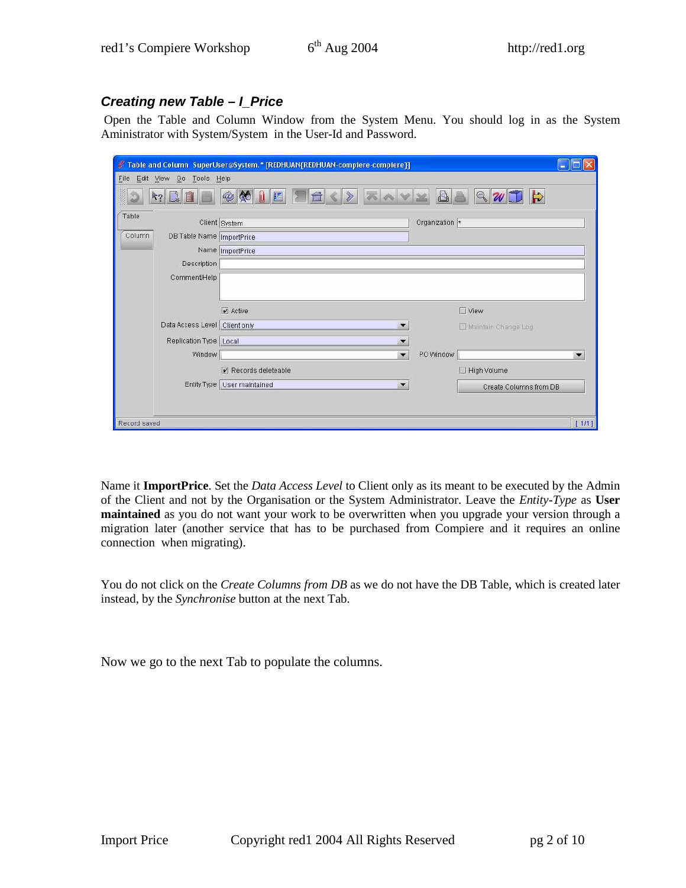### ***Creating new Table – I_Price***

Open the Table and Column Window from the System Menu. You should log in as the System Aministrator with System/System in the User-Id and Password.

Name it **ImportPrice**. Set the *Data Access Level* to Client only as its meant to be executed by the Admin of the Client and not by the Organisation or the System Administrator. Leave the *Entity-Type* as **User maintained** as you do not want your work to be overwritten when you upgrade your version through a migration later (another service that has to be purchased from Compiere and it requires an online connection when migrating).

You do not click on the *Create Columns from DB* as we do not have the DB Table, which is created later instead, by the *Synchronise* button at the next Tab.

Now we go to the next Tab to populate the columns.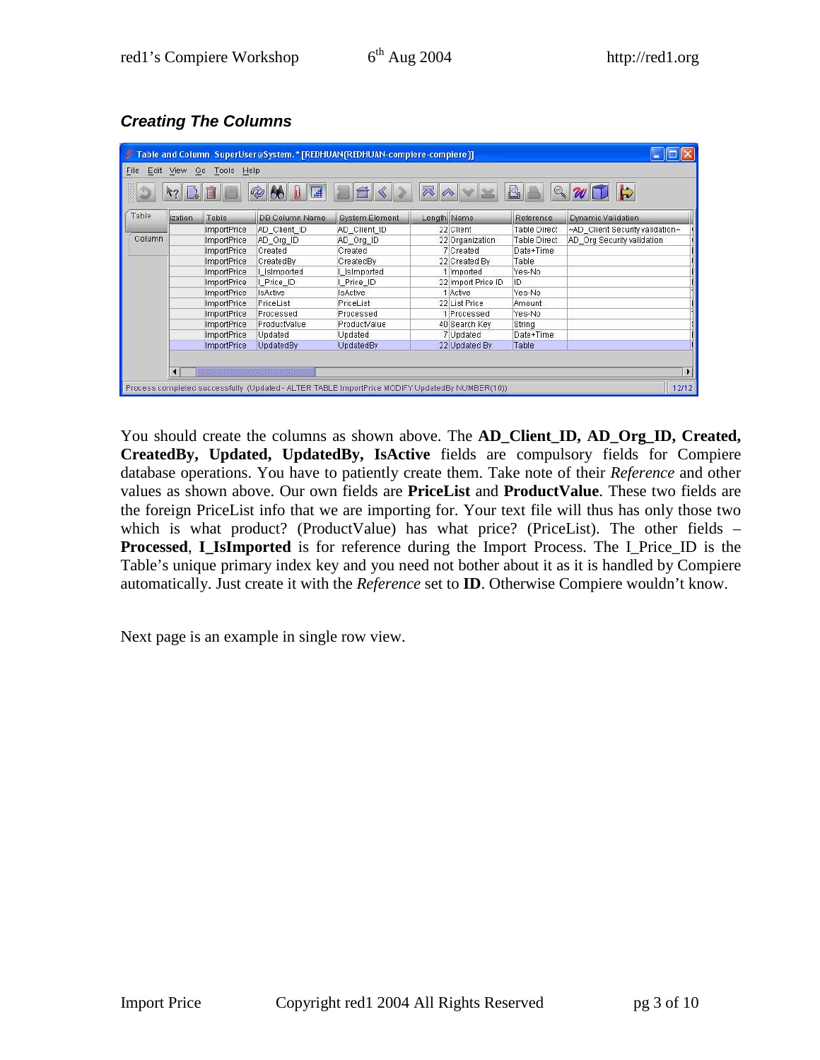### *Creating The Columns*

| ization | Table | DB Column Name | System Element | Length | Name | Reference | Dynamic Validation |
|---|---|---|---|---|---|---|---|
| | ImportPrice | AD_Client_ID | AD_Client_ID | 22 | Client | Table Direct | ~AD_Client Security validation~ |
| | ImportPrice | AD_Org_ID | AD_Org_ID | 22 | Organization | Table Direct | AD_Org Security validation |
| | ImportPrice | Created | Created | 7 | Created | Date+Time | |
| | ImportPrice | CreatedBy | CreatedBy | 22 | Created By | Table | |
| | ImportPrice | I_IsImported | I_IsImported | 1 | Imported | Yes-No | |
| | ImportPrice | I_Price_ID | I_Price_ID | 22 | Import Price ID | ID | |
| | ImportPrice | IsActive | IsActive | 1 | Active | Yes-No | |
| | ImportPrice | PriceList | PriceList | 22 | List Price | Amount | |
| | ImportPrice | Processed | Processed | 1 | Processed | Yes-No | |
| | ImportPrice | ProductValue | ProductValue | 40 | Search Key | String | |
| | ImportPrice | Updated | Updated | 7 | Updated | Date+Time | |
| | ImportPrice | UpdatedBy | UpdatedBy | 22 | Updated By | Table | |

You should create the columns as shown above. The **AD_Client_ID, AD_Org_ID, Created, CreatedBy, Updated, UpdatedBy, IsActive** fields are compulsory fields for Compiere database operations. You have to patiently create them. Take note of their *Reference* and other values as shown above. Our own fields are **PriceList** and **ProductValue**. These two fields are the foreign PriceList info that we are importing for. Your text file will thus has only those two which is what product? (ProductValue) has what price? (PriceList). The other fields – **Processed**, **I_IsImported** is for reference during the Import Process. The I_Price_ID is the Table's unique primary index key and you need not bother about it as it is handled by Compiere automatically. Just create it with the *Reference* set to **ID**. Otherwise Compiere wouldn't know.

Next page is an example in single row view.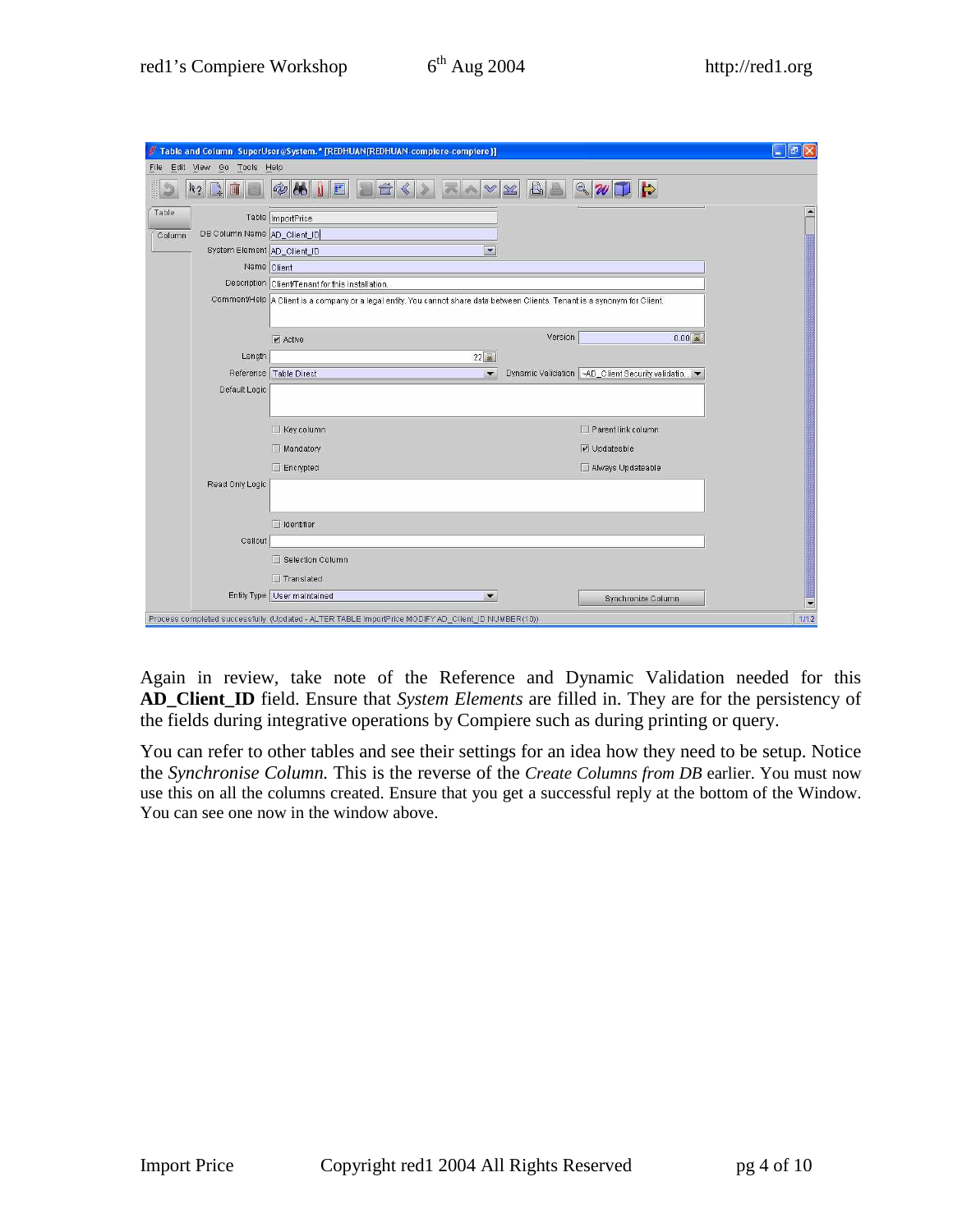Again in review, take note of the Reference and Dynamic Validation needed for this **AD_Client_ID** field. Ensure that *System Elements* are filled in. They are for the persistency of the fields during integrative operations by Compiere such as during printing or query.

You can refer to other tables and see their settings for an idea how they need to be setup. Notice the *Synchronise Column.* This is the reverse of the *Create Columns from DB* earlier. You must now use this on all the columns created. Ensure that you get a successful reply at the bottom of the Window. You can see one now in the window above.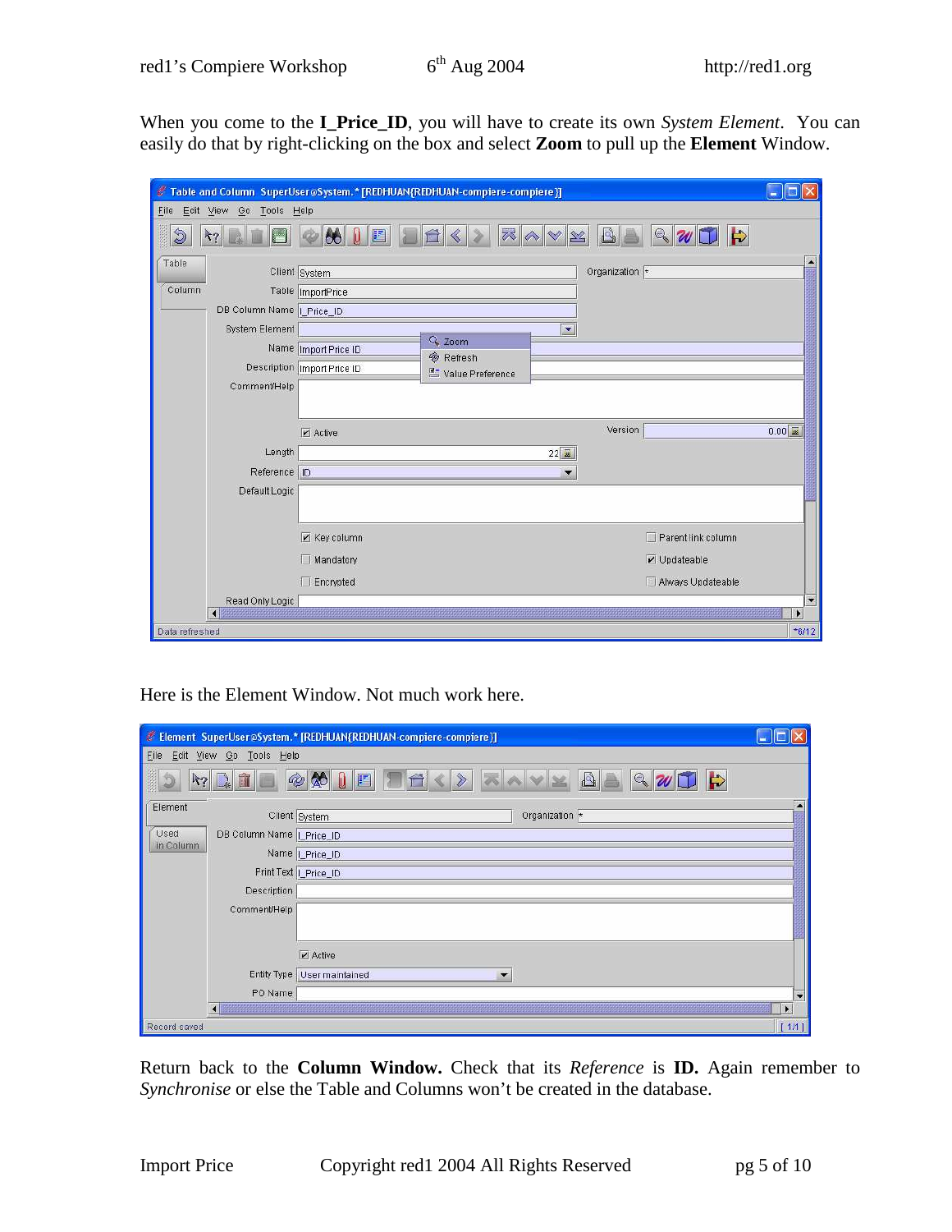When you come to the **I_Price_ID**, you will have to create its own *System Element*. You can easily do that by right-clicking on the box and select **Zoom** to pull up the **Element** Window.

Here is the Element Window. Not much work here.

Return back to the **Column Window.** Check that its *Reference* is **ID.** Again remember to *Synchronise* or else the Table and Columns won't be created in the database.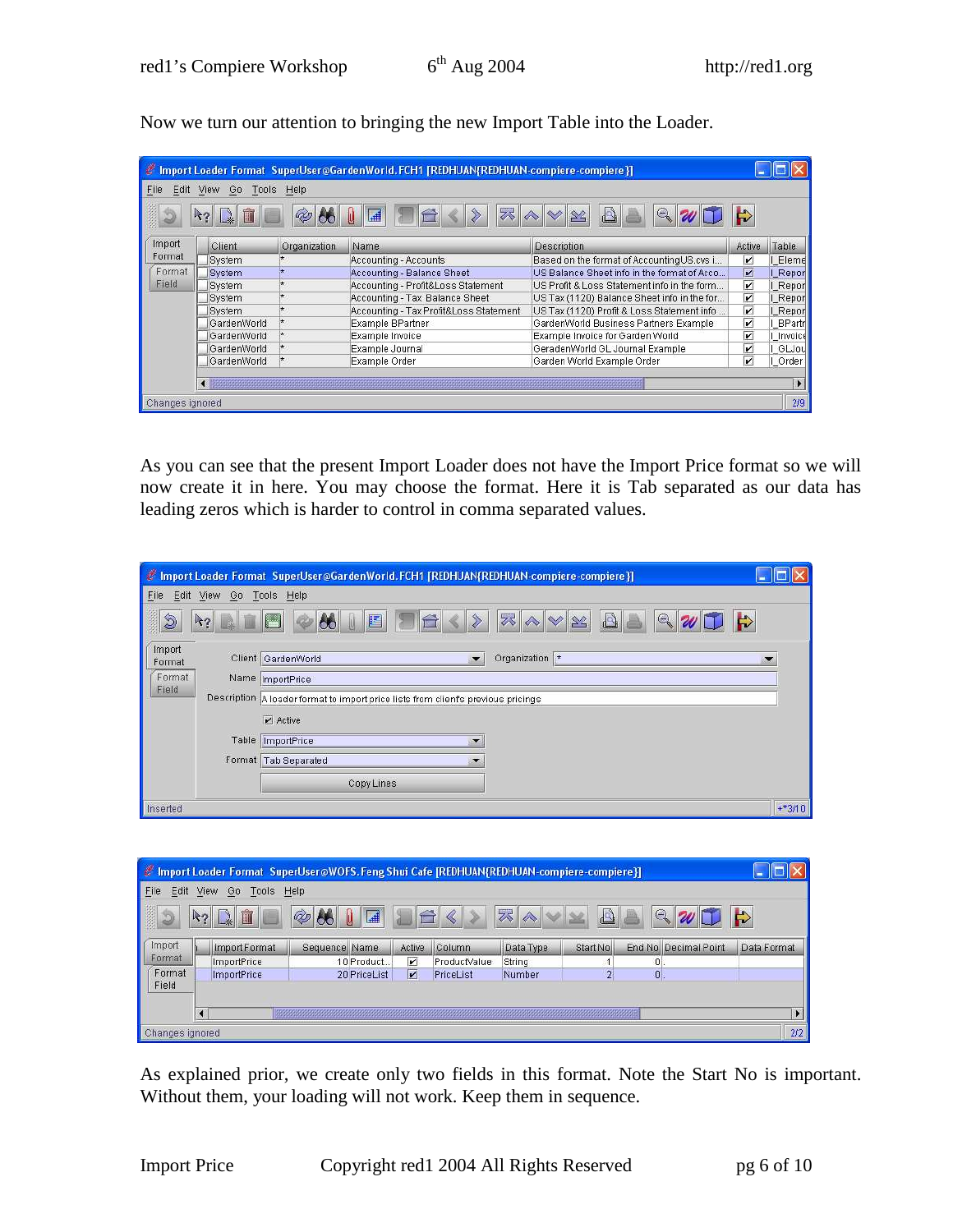Now we turn our attention to bringing the new Import Table into the Loader.

As you can see that the present Import Loader does not have the Import Price format so we will now create it in here. You may choose the format. Here it is Tab separated as our data has leading zeros which is harder to control in comma separated values.

As explained prior, we create only two fields in this format. Note the Start No is important. Without them, your loading will not work. Keep them in sequence.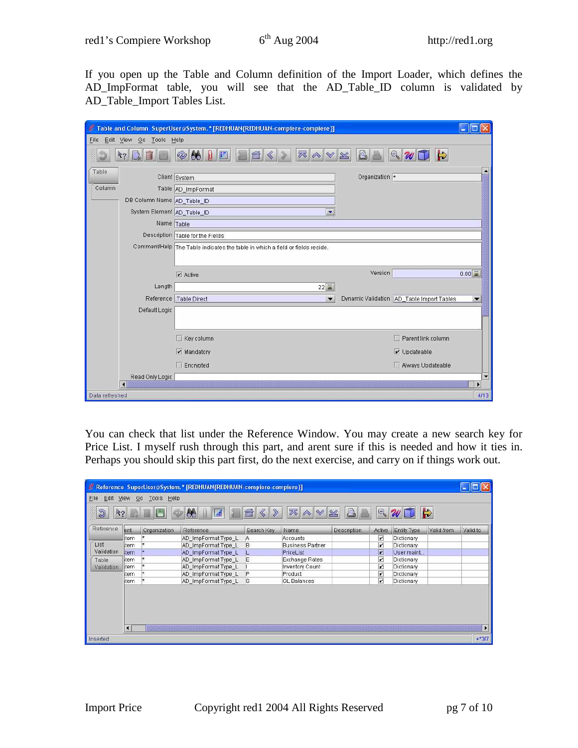If you open up the Table and Column definition of the Import Loader, which defines the AD_ImpFormat table, you will see that the AD_Table_ID column is validated by AD_Table_Import Tables List.

You can check that list under the Reference Window. You may create a new search key for Price List. I myself rush through this part, and arent sure if this is needed and how it ties in. Perhaps you should skip this part first, do the next exercise, and carry on if things work out.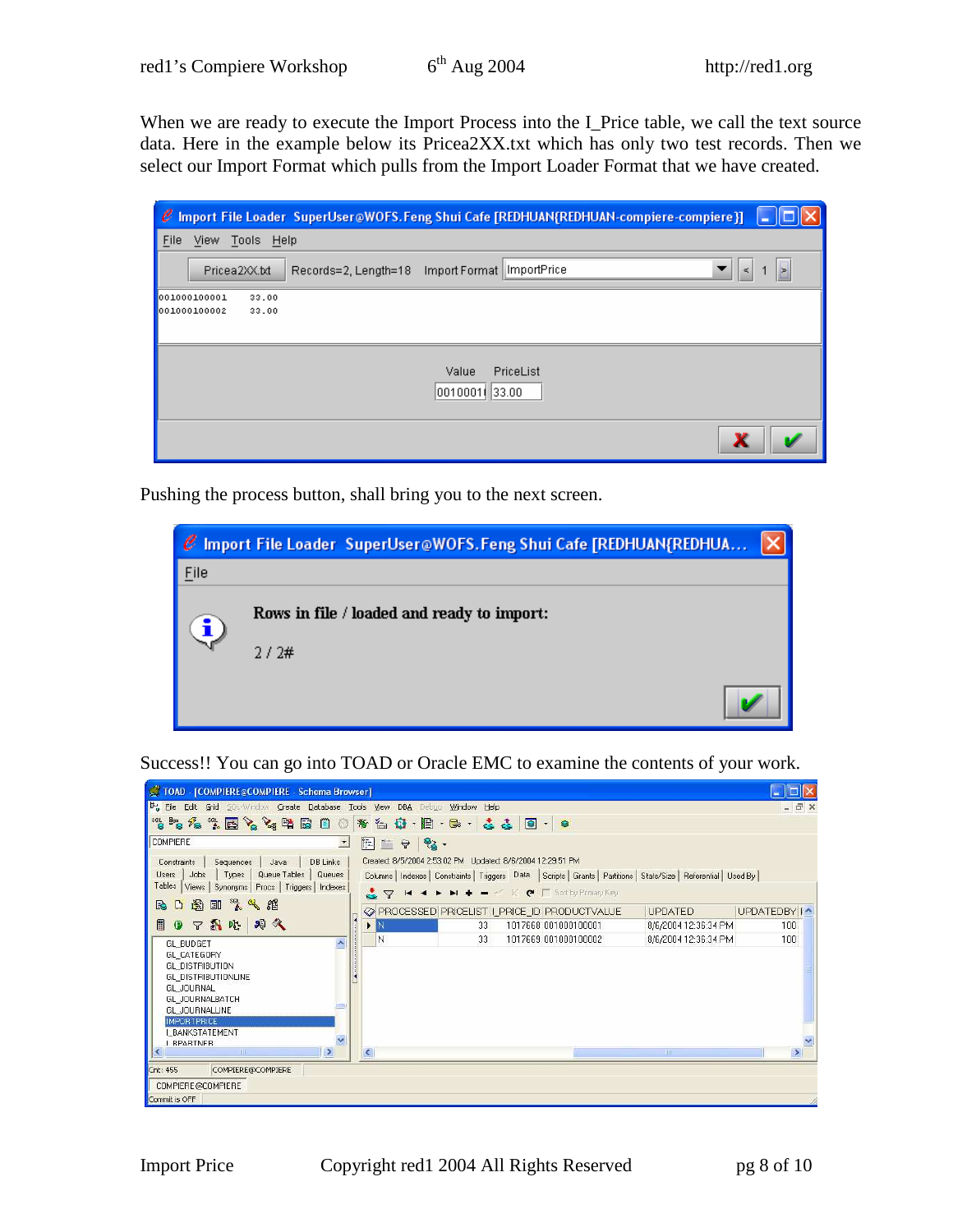When we are ready to execute the Import Process into the I_Price table, we call the text source data. Here in the example below its Pricea2XX.txt which has only two test records. Then we select our Import Format which pulls from the Import Loader Format that we have created.

Pushing the process button, shall bring you to the next screen.

Success!! You can go into TOAD or Oracle EMC to examine the contents of your work.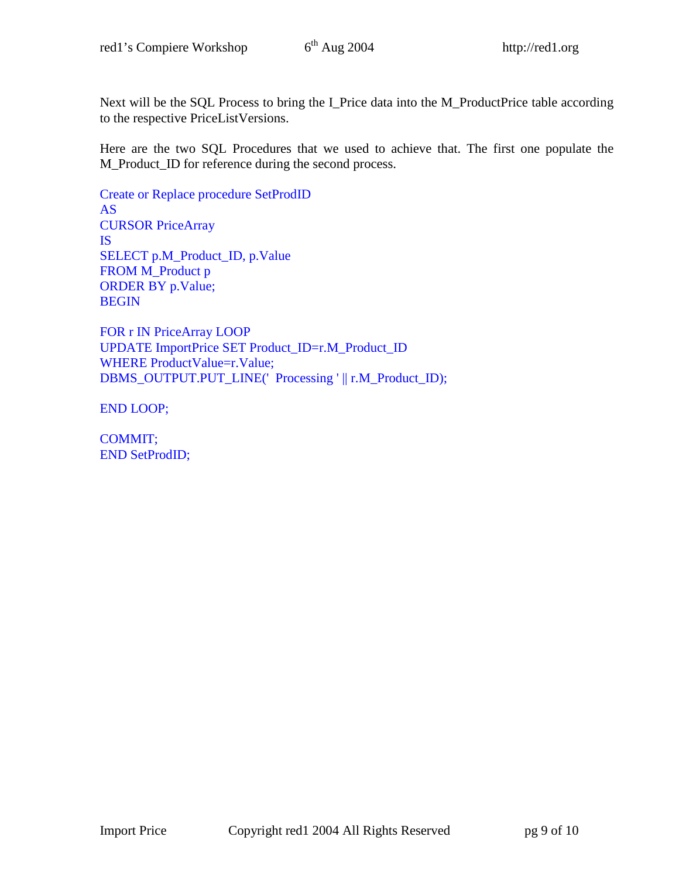Next will be the SQL Process to bring the I_Price data into the M_ProductPrice table according to the respective PriceListVersions.

Here are the two SQL Procedures that we used to achieve that. The first one populate the M_Product_ID for reference during the second process.

```
Create or Replace procedure SetProdID
AS
CURSOR PriceArray
IS
SELECT p.M_Product_ID, p.Value
FROM M_Product p
ORDER BY p.Value;
BEGIN

FOR r IN PriceArray LOOP
UPDATE ImportPrice SET Product_ID=r.M_Product_ID
WHERE ProductValue=r.Value;
DBMS_OUTPUT.PUT_LINE('  Processing ' || r.M_Product_ID);

END LOOP;

COMMIT;
END SetProdID;
```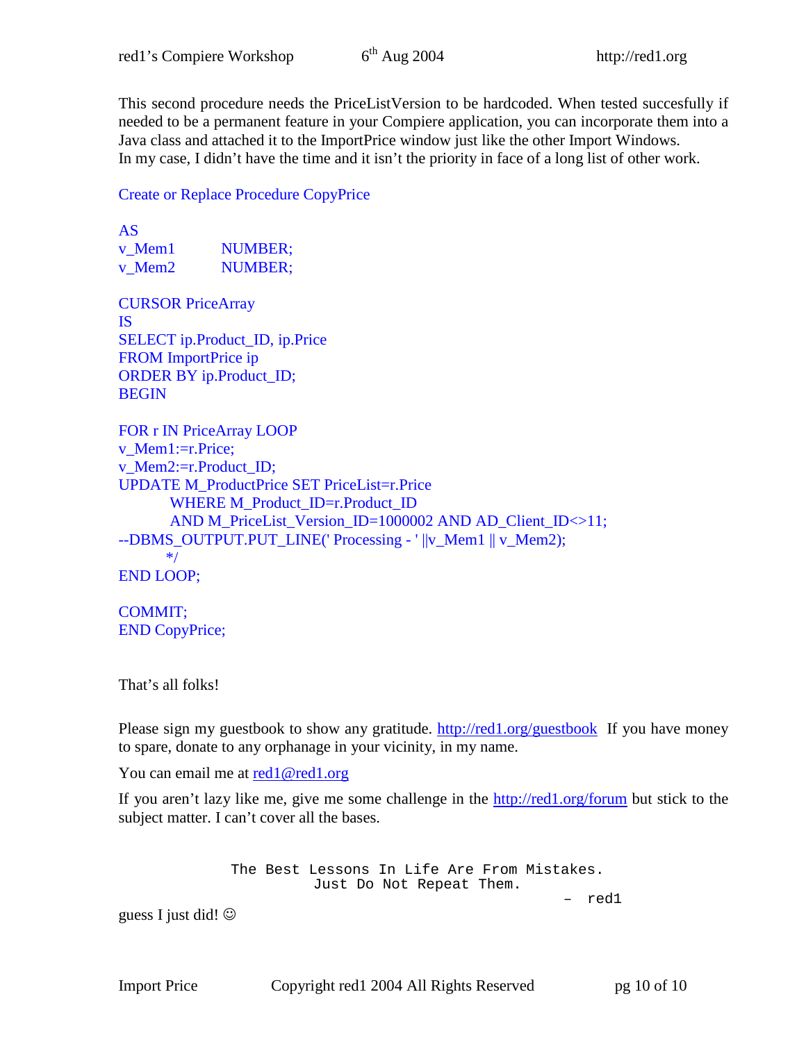This second procedure needs the PriceListVersion to be hardcoded. When tested succesfully if needed to be a permanent feature in your Compiere application, you can incorporate them into a Java class and attached it to the ImportPrice window just like the other Import Windows.
In my case, I didn't have the time and it isn't the priority in face of a long list of other work.

```
Create or Replace Procedure CopyPrice

AS
v_Mem1        NUMBER;
v_Mem2        NUMBER;

CURSOR PriceArray
IS
SELECT ip.Product_ID, ip.Price
FROM ImportPrice ip
ORDER BY ip.Product_ID;
BEGIN

FOR r IN PriceArray LOOP
v_Mem1:=r.Price;
v_Mem2:=r.Product_ID;
UPDATE M_ProductPrice SET PriceList=r.Price
        WHERE M_Product_ID=r.Product_ID
        AND M_PriceList_Version_ID=1000002 AND AD_Client_ID<>11;
--DBMS_OUTPUT.PUT_LINE(' Processing - ' ||v_Mem1 || v_Mem2);
        */
END LOOP;

COMMIT;
END CopyPrice;
```

That's all folks!

Please sign my guestbook to show any gratitude. http://red1.org/guestbook If you have money to spare, donate to any orphanage in your vicinity, in my name.

You can email me at red1@red1.org

If you aren't lazy like me, give me some challenge in the http://red1.org/forum but stick to the subject matter. I can't cover all the bases.

```
The Best Lessons In Life Are From Mistakes.
        Just Do Not Repeat Them.
                                    – red1
```

guess I just did! ☺